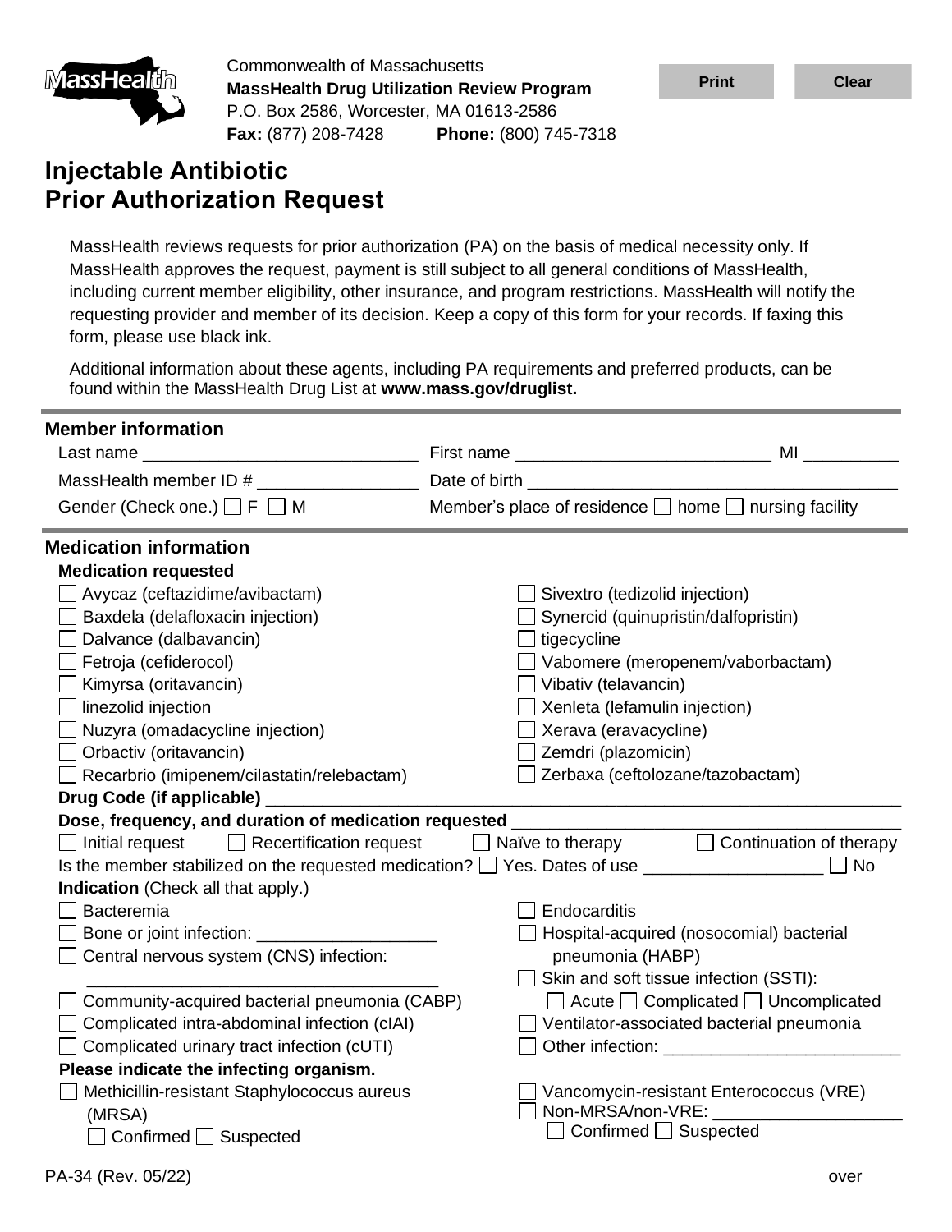Commonwealth of Massachusetts
**MassHealth Drug Utilization Review Program**
P.O. Box 2586, Worcester, MA 01613-2586
**Fax:** (877) 208-7428 **Phone:** (800) 745-7318

# Injectable Antibiotic Prior Authorization Request

MassHealth reviews requests for prior authorization (PA) on the basis of medical necessity only. If MassHealth approves the request, payment is still subject to all general conditions of MassHealth, including current member eligibility, other insurance, and program restrictions. MassHealth will notify the requesting provider and member of its decision. Keep a copy of this form for your records. If faxing this form, please use black ink.

Additional information about these agents, including PA requirements and preferred products, can be found within the MassHealth Drug List at **www.mass.gov/druglist.**

## Member information

Last name ____________________________ First name __________________________ MI __________

MassHealth member ID # ________________ Date of birth ______________________________________

Gender (Check one.) ☐ F ☐ M Member's place of residence ☐ home ☐ nursing facility

## Medication information

**Medication requested**

- ☐ Avycaz (ceftazidime/avibactam)
- ☐ Baxdela (delafloxacin injection)
- ☐ Dalvance (dalbavancin)
- ☐ Fetroja (cefiderocol)
- ☐ Kimyrsa (oritavancin)
- ☐ linezolid injection
- ☐ Nuzyra (omadacycline injection)
- ☐ Orbactiv (oritavancin)
- ☐ Recarbrio (imipenem/cilastatin/relebactam)
- ☐ Sivextro (tedizolid injection)
- ☐ Synercid (quinupristin/dalfopristin)
- ☐ tigecycline
- ☐ Vabomere (meropenem/vaborbactam)
- ☐ Vibativ (telavancin)
- ☐ Xenleta (lefamulin injection)
- ☐ Xerava (eravacycline)
- ☐ Zemdri (plazomicin)
- ☐ Zerbaxa (ceftolozane/tazobactam)

**Drug Code (if applicable)** ____________________________________________________________________

**Dose, frequency, and duration of medication requested** ______________________________________

☐ Initial request ☐ Recertification request ☐ Naïve to therapy ☐ Continuation of therapy

Is the member stabilized on the requested medication? ☐ Yes. Dates of use __________________ ☐ No

**Indication** (Check all that apply.)

- ☐ Bacteremia
- ☐ Bone or joint infection: __________________
- ☐ Central nervous system (CNS) infection: ____________________________________
- ☐ Community-acquired bacterial pneumonia (CABP)
- ☐ Complicated intra-abdominal infection (cIAI)
- ☐ Complicated urinary tract infection (cUTI)
- ☐ Endocarditis
- ☐ Hospital-acquired (nosocomial) bacterial pneumonia (HABP)
- ☐ Skin and soft tissue infection (SSTI): ☐ Acute ☐ Complicated ☐ Uncomplicated
- ☐ Ventilator-associated bacterial pneumonia
- ☐ Other infection: ________________________

**Please indicate the infecting organism.**

- ☐ Methicillin-resistant Staphylococcus aureus (MRSA)
  ☐ Confirmed ☐ Suspected
- ☐ Vancomycin-resistant Enterococcus (VRE)
- ☐ Non-MRSA/non-VRE: ___________________
  ☐ Confirmed ☐ Suspected

PA-34 (Rev. 05/22)

over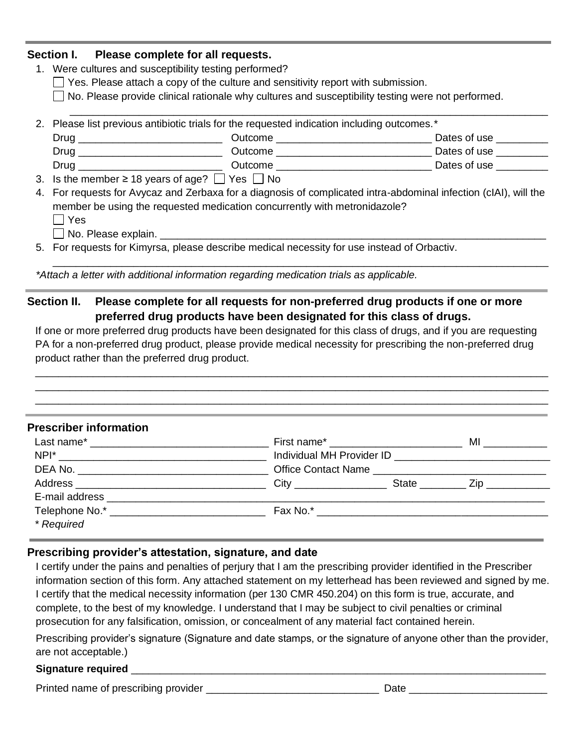## Section I. Please complete for all requests.

1. Were cultures and susceptibility testing performed?
   - ☐ Yes. Please attach a copy of the culture and sensitivity report with submission.
   - ☐ No. Please provide clinical rationale why cultures and susceptibility testing were not performed.
   
   ________________________________________________________________________________
2. Please list previous antibiotic trials for the requested indication including outcomes.*
   
   Drug ________________________ Outcome ___________________________ Dates of use _________
   
   Drug ________________________ Outcome ___________________________ Dates of use _________
   
   Drug ________________________ Outcome ___________________________ Dates of use _________
3. Is the member ≥ 18 years of age? ☐ Yes ☐ No
4. For requests for Avycaz and Zerbaxa for a diagnosis of complicated intra-abdominal infection (cIAI), will the member be using the requested medication concurrently with metronidazole?
   - ☐ Yes
   - ☐ No. Please explain. ______________________________________________________________
5. For requests for Kimyrsa, please describe medical necessity for use instead of Orbactiv.
   
   ________________________________________________________________________________

*\*Attach a letter with additional information regarding medication trials as applicable.*

## Section II. Please complete for all requests for non-preferred drug products if one or more preferred drug products have been designated for this class of drugs.

If one or more preferred drug products have been designated for this class of drugs, and if you are requesting PA for a non-preferred drug product, please provide medical necessity for prescribing the non-preferred drug product rather than the preferred drug product.

________________________________________________________________________________

________________________________________________________________________________

________________________________________________________________________________

## Prescriber information

Last name* _______________________________ First name* _______________________ MI ___________

NPI* ___________________________________ Individual MH Provider ID ___________________________

DEA No. ________________________________ Office Contact Name ______________________________

Address ________________________________ City ________________ State ________ Zip ___________

E-mail address ________________________________________________________________________

Telephone No.* __________________________ Fax No.* ________________________________________

*\* Required*

## Prescribing provider's attestation, signature, and date

I certify under the pains and penalties of perjury that I am the prescribing provider identified in the Prescriber information section of this form. Any attached statement on my letterhead has been reviewed and signed by me. I certify that the medical necessity information (per 130 CMR 450.204) on this form is true, accurate, and complete, to the best of my knowledge. I understand that I may be subject to civil penalties or criminal prosecution for any falsification, omission, or concealment of any material fact contained herein.

Prescribing provider's signature (Signature and date stamps, or the signature of anyone other than the provider, are not acceptable.)

**Signature required** _____________________________________________________________________

Printed name of prescribing provider _____________________________ Date _______________________